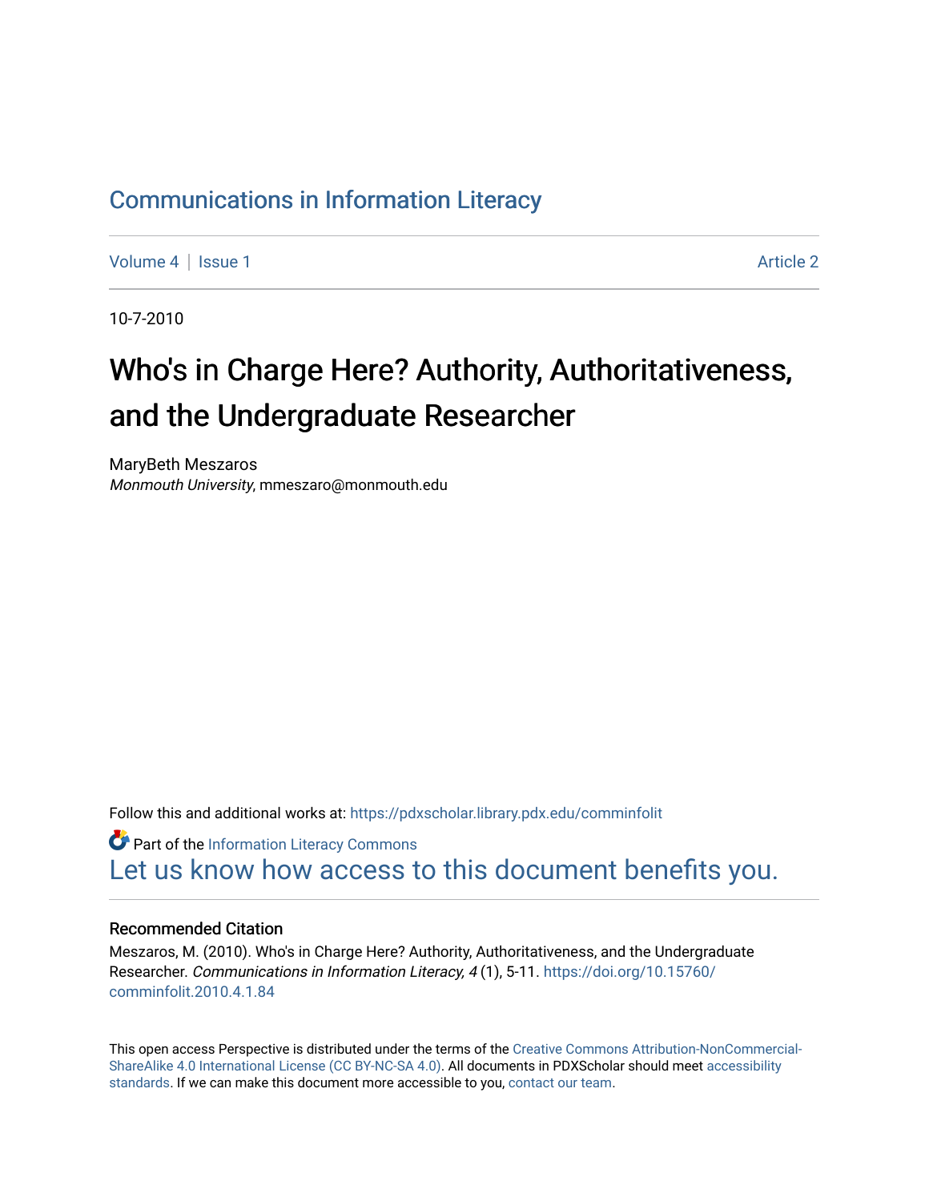Communications in Information Literacy

Volume 4 | Issue 1 Article 2

10-7-2010

# Who's in Charge Here? Authority, Authoritativeness, and the Undergraduate Researcher

MaryBeth Meszaros
*Monmouth University*, mmeszaro@monmouth.edu

Follow this and additional works at: https://pdxscholar.library.pdx.edu/comminfolit

Part of the Information Literacy Commons

Let us know how access to this document benefits you.

### Recommended Citation

Meszaros, M. (2010). Who's in Charge Here? Authority, Authoritativeness, and the Undergraduate Researcher. *Communications in Information Literacy, 4* (1), 5-11. https://doi.org/10.15760/comminfolit.2010.4.1.84

This open access Perspective is distributed under the terms of the Creative Commons Attribution-NonCommercial-ShareAlike 4.0 International License (CC BY-NC-SA 4.0). All documents in PDXScholar should meet accessibility standards. If we can make this document more accessible to you, contact our team.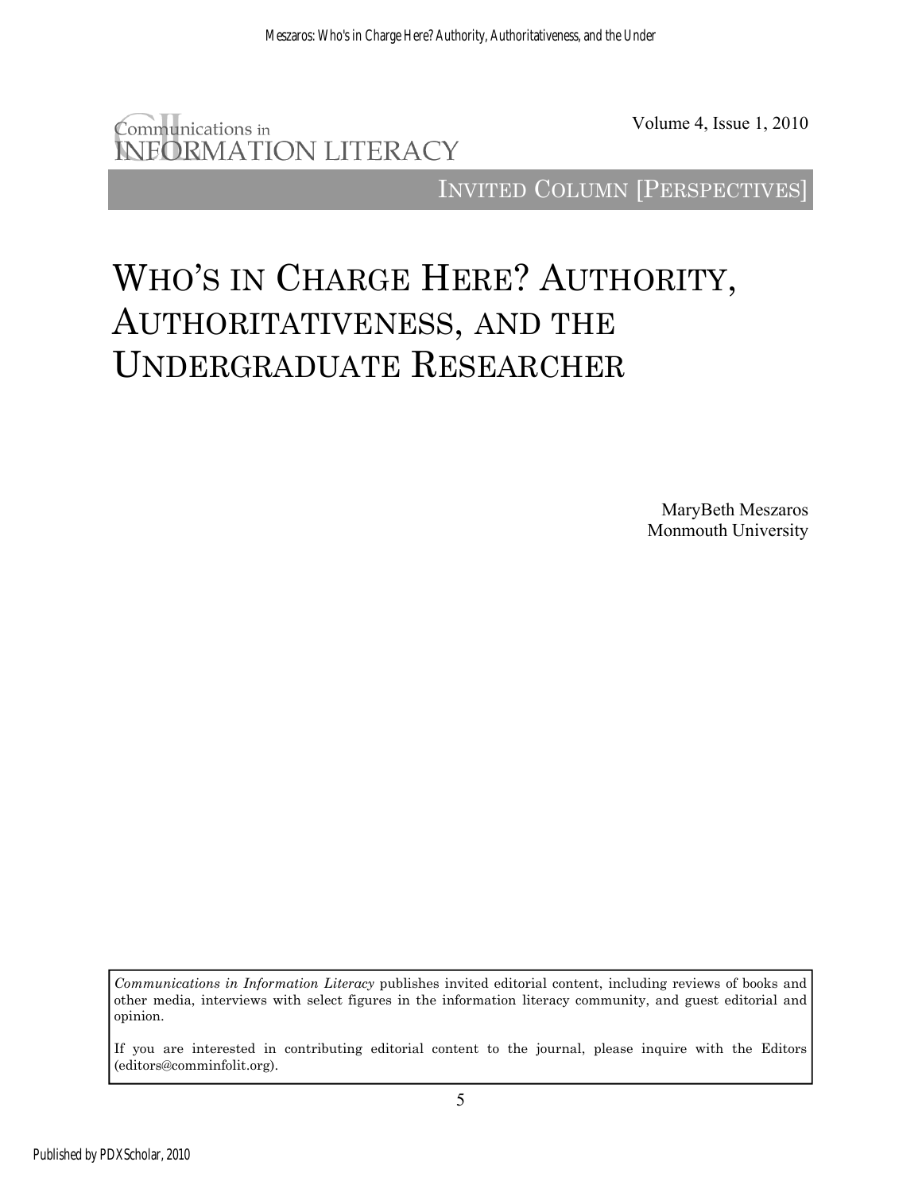Communications in INFORMATION LITERACY

INVITED COLUMN [PERSPECTIVES]

# WHO'S IN CHARGE HERE? AUTHORITY, AUTHORITATIVENESS, AND THE UNDERGRADUATE RESEARCHER

MaryBeth Meszaros
Monmouth University

*Communications in Information Literacy* publishes invited editorial content, including reviews of books and other media, interviews with select figures in the information literacy community, and guest editorial and opinion.

If you are interested in contributing editorial content to the journal, please inquire with the Editors (editors@comminfolit.org).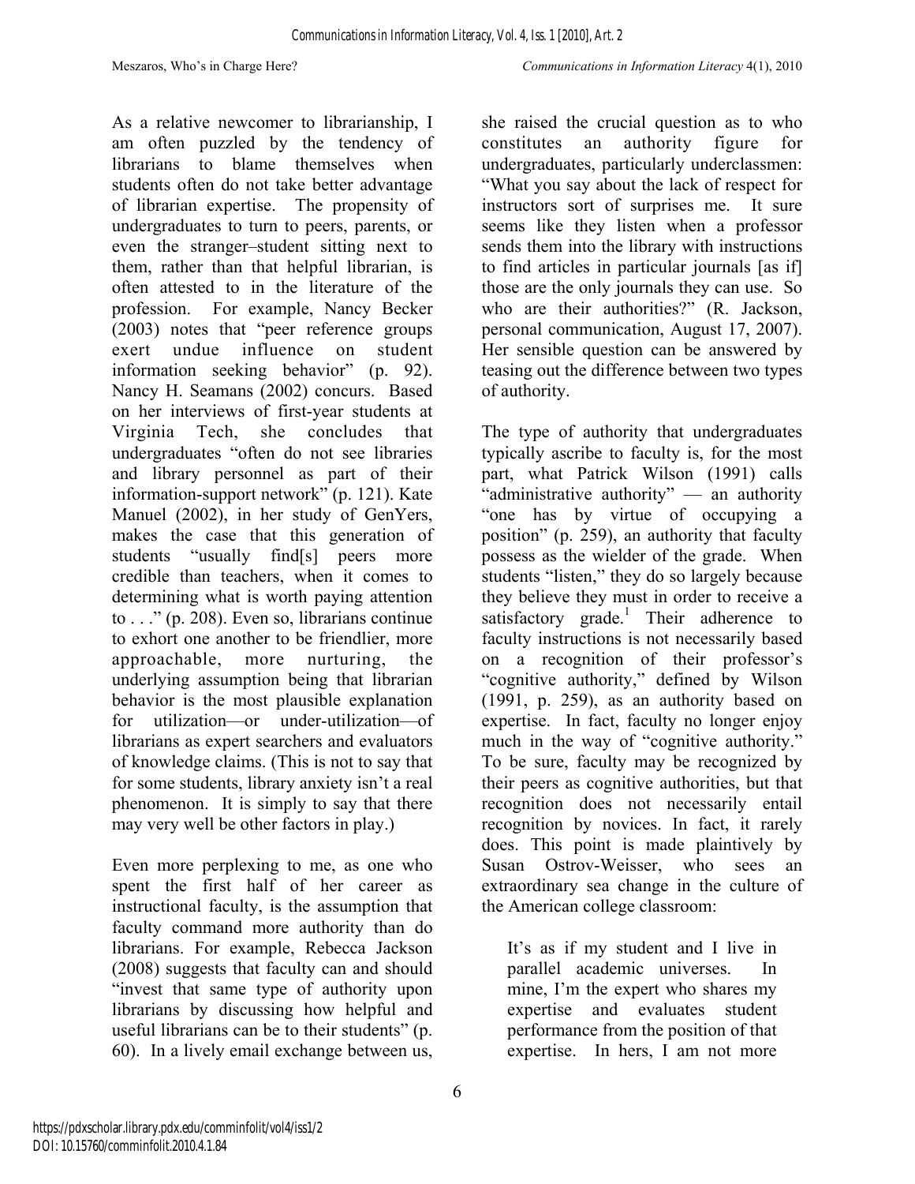As a relative newcomer to librarianship, I am often puzzled by the tendency of librarians to blame themselves when students often do not take better advantage of librarian expertise. The propensity of undergraduates to turn to peers, parents, or even the stranger–student sitting next to them, rather than that helpful librarian, is often attested to in the literature of the profession. For example, Nancy Becker (2003) notes that "peer reference groups exert undue influence on student information seeking behavior" (p. 92). Nancy H. Seamans (2002) concurs. Based on her interviews of first-year students at Virginia Tech, she concludes that undergraduates "often do not see libraries and library personnel as part of their information-support network" (p. 121). Kate Manuel (2002), in her study of GenYers, makes the case that this generation of students "usually find[s] peers more credible than teachers, when it comes to determining what is worth paying attention to . . ." (p. 208). Even so, librarians continue to exhort one another to be friendlier, more approachable, more nurturing, the underlying assumption being that librarian behavior is the most plausible explanation for utilization—or under-utilization—of librarians as expert searchers and evaluators of knowledge claims. (This is not to say that for some students, library anxiety isn't a real phenomenon. It is simply to say that there may very well be other factors in play.)

Even more perplexing to me, as one who spent the first half of her career as instructional faculty, is the assumption that faculty command more authority than do librarians. For example, Rebecca Jackson (2008) suggests that faculty can and should "invest that same type of authority upon librarians by discussing how helpful and useful librarians can be to their students" (p. 60). In a lively email exchange between us, she raised the crucial question as to who constitutes an authority figure for undergraduates, particularly underclassmen: "What you say about the lack of respect for instructors sort of surprises me. It sure seems like they listen when a professor sends them into the library with instructions to find articles in particular journals [as if] those are the only journals they can use. So who are their authorities?" (R. Jackson, personal communication, August 17, 2007). Her sensible question can be answered by teasing out the difference between two types of authority.

The type of authority that undergraduates typically ascribe to faculty is, for the most part, what Patrick Wilson (1991) calls "administrative authority" — an authority "one has by virtue of occupying a position" (p. 259), an authority that faculty possess as the wielder of the grade. When students "listen," they do so largely because they believe they must in order to receive a satisfactory grade.[1] Their adherence to faculty instructions is not necessarily based on a recognition of their professor's "cognitive authority," defined by Wilson (1991, p. 259), as an authority based on expertise. In fact, faculty no longer enjoy much in the way of "cognitive authority." To be sure, faculty may be recognized by their peers as cognitive authorities, but that recognition does not necessarily entail recognition by novices. In fact, it rarely does. This point is made plaintively by Susan Ostrov-Weisser, who sees an extraordinary sea change in the culture of the American college classroom:

> It's as if my student and I live in parallel academic universes. In mine, I'm the expert who shares my expertise and evaluates student performance from the position of that expertise. In hers, I am not more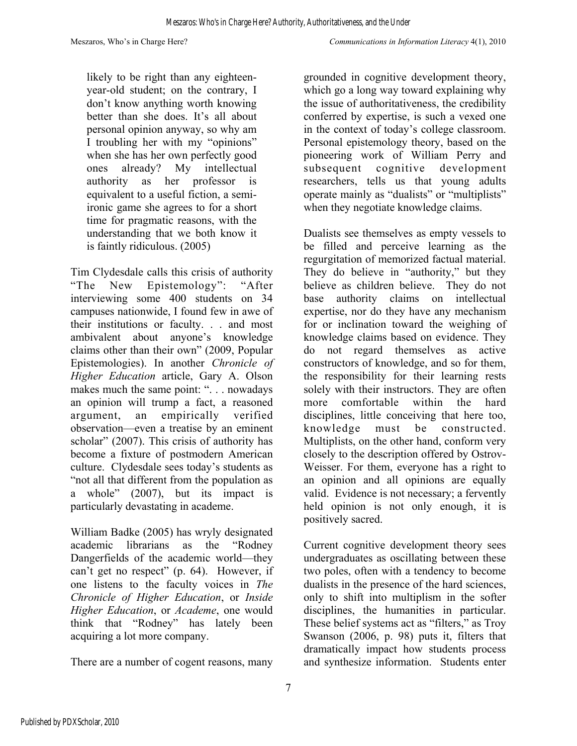> likely to be right than any eighteen-year-old student; on the contrary, I don't know anything worth knowing better than she does. It's all about personal opinion anyway, so why am I troubling her with my "opinions" when she has her own perfectly good ones already? My intellectual authority as her professor is equivalent to a useful fiction, a semi-ironic game she agrees to for a short time for pragmatic reasons, with the understanding that we both know it is faintly ridiculous. (2005)

Tim Clydesdale calls this crisis of authority "The New Epistemology": "After interviewing some 400 students on 34 campuses nationwide, I found few in awe of their institutions or faculty. . . and most ambivalent about anyone's knowledge claims other than their own" (2009, Popular Epistemologies). In another *Chronicle of Higher Education* article, Gary A. Olson makes much the same point: ". . . nowadays an opinion will trump a fact, a reasoned argument, an empirically verified observation—even a treatise by an eminent scholar" (2007). This crisis of authority has become a fixture of postmodern American culture. Clydesdale sees today's students as "not all that different from the population as a whole" (2007), but its impact is particularly devastating in academe.

William Badke (2005) has wryly designated academic librarians as the "Rodney Dangerfields of the academic world—they can't get no respect" (p. 64). However, if one listens to the faculty voices in *The Chronicle of Higher Education*, or *Inside Higher Education*, or *Academe*, one would think that "Rodney" has lately been acquiring a lot more company.

There are a number of cogent reasons, many grounded in cognitive development theory, which go a long way toward explaining why the issue of authoritativeness, the credibility conferred by expertise, is such a vexed one in the context of today's college classroom. Personal epistemology theory, based on the pioneering work of William Perry and subsequent cognitive development researchers, tells us that young adults operate mainly as "dualists" or "multiplists" when they negotiate knowledge claims.

Dualists see themselves as empty vessels to be filled and perceive learning as the regurgitation of memorized factual material. They do believe in "authority," but they believe as children believe. They do not base authority claims on intellectual expertise, nor do they have any mechanism for or inclination toward the weighing of knowledge claims based on evidence. They do not regard themselves as active constructors of knowledge, and so for them, the responsibility for their learning rests solely with their instructors. They are often more comfortable within the hard disciplines, little conceiving that here too, knowledge must be constructed. Multiplists, on the other hand, conform very closely to the description offered by Ostrov-Weisser. For them, everyone has a right to an opinion and all opinions are equally valid. Evidence is not necessary; a fervently held opinion is not only enough, it is positively sacred.

Current cognitive development theory sees undergraduates as oscillating between these two poles, often with a tendency to become dualists in the presence of the hard sciences, only to shift into multiplism in the softer disciplines, the humanities in particular. These belief systems act as "filters," as Troy Swanson (2006, p. 98) puts it, filters that dramatically impact how students process and synthesize information. Students enter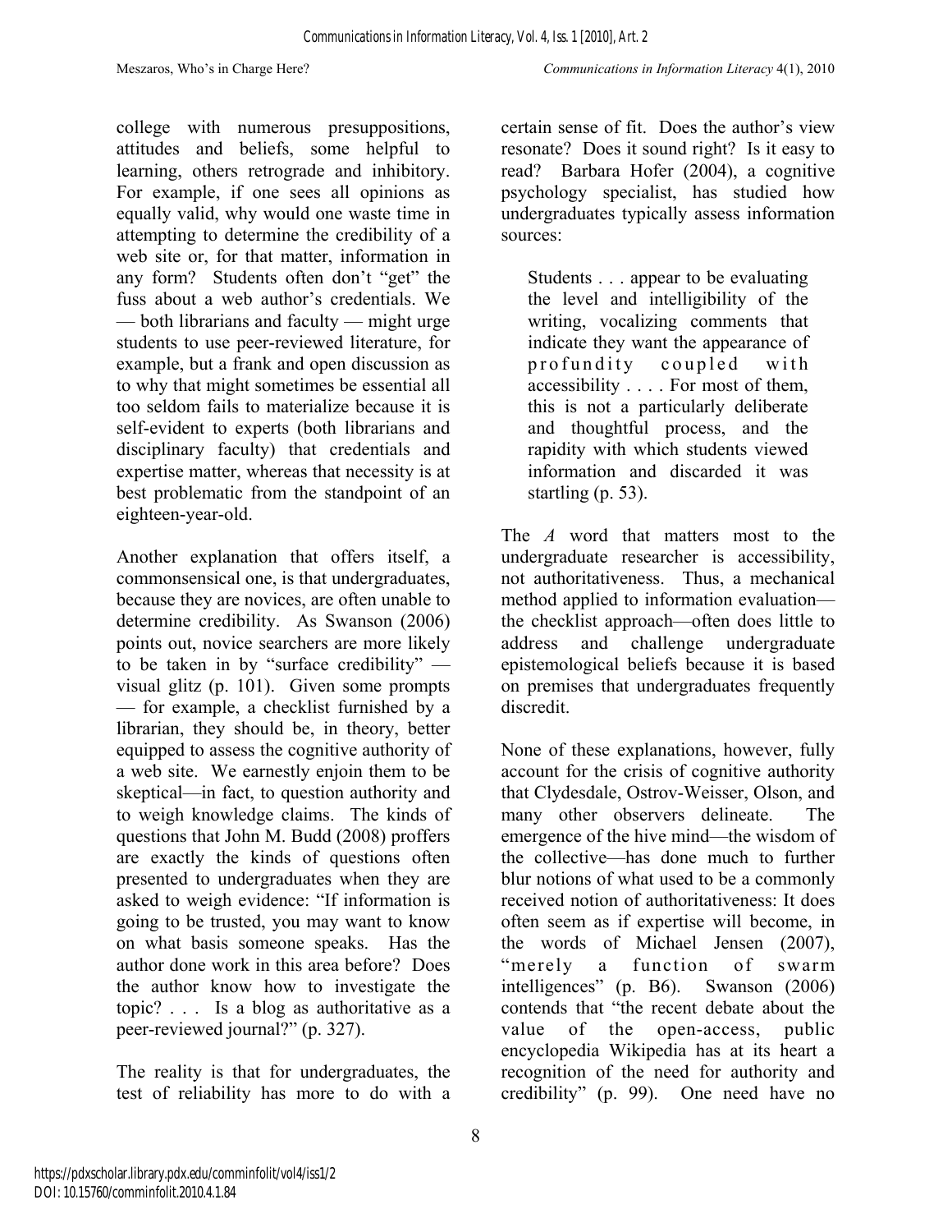college with numerous presuppositions, attitudes and beliefs, some helpful to learning, others retrograde and inhibitory. For example, if one sees all opinions as equally valid, why would one waste time in attempting to determine the credibility of a web site or, for that matter, information in any form? Students often don't "get" the fuss about a web author's credentials. We — both librarians and faculty — might urge students to use peer-reviewed literature, for example, but a frank and open discussion as to why that might sometimes be essential all too seldom fails to materialize because it is self-evident to experts (both librarians and disciplinary faculty) that credentials and expertise matter, whereas that necessity is at best problematic from the standpoint of an eighteen-year-old.

Another explanation that offers itself, a commonsensical one, is that undergraduates, because they are novices, are often unable to determine credibility. As Swanson (2006) points out, novice searchers are more likely to be taken in by "surface credibility" — visual glitz (p. 101). Given some prompts — for example, a checklist furnished by a librarian, they should be, in theory, better equipped to assess the cognitive authority of a web site. We earnestly enjoin them to be skeptical—in fact, to question authority and to weigh knowledge claims. The kinds of questions that John M. Budd (2008) proffers are exactly the kinds of questions often presented to undergraduates when they are asked to weigh evidence: "If information is going to be trusted, you may want to know on what basis someone speaks. Has the author done work in this area before? Does the author know how to investigate the topic? . . . Is a blog as authoritative as a peer-reviewed journal?" (p. 327).

The reality is that for undergraduates, the test of reliability has more to do with a certain sense of fit. Does the author's view resonate? Does it sound right? Is it easy to read? Barbara Hofer (2004), a cognitive psychology specialist, has studied how undergraduates typically assess information sources:

> Students . . . appear to be evaluating the level and intelligibility of the writing, vocalizing comments that indicate they want the appearance of profundity coupled with accessibility . . . . For most of them, this is not a particularly deliberate and thoughtful process, and the rapidity with which students viewed information and discarded it was startling (p. 53).

The *A* word that matters most to the undergraduate researcher is accessibility, not authoritativeness. Thus, a mechanical method applied to information evaluation—the checklist approach—often does little to address and challenge undergraduate epistemological beliefs because it is based on premises that undergraduates frequently discredit.

None of these explanations, however, fully account for the crisis of cognitive authority that Clydesdale, Ostrov-Weisser, Olson, and many other observers delineate. The emergence of the hive mind—the wisdom of the collective—has done much to further blur notions of what used to be a commonly received notion of authoritativeness: It does often seem as if expertise will become, in the words of Michael Jensen (2007), "merely a function of swarm intelligences" (p. B6). Swanson (2006) contends that "the recent debate about the value of the open-access, public encyclopedia Wikipedia has at its heart a recognition of the need for authority and credibility" (p. 99). One need have no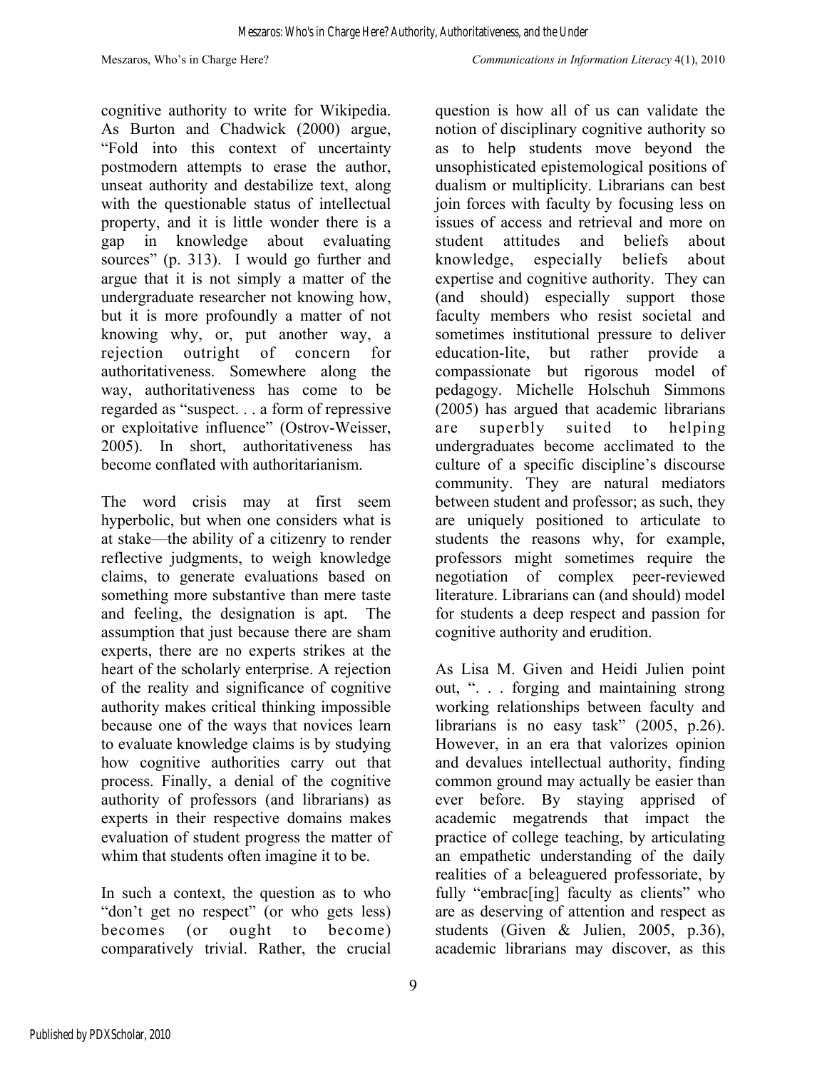cognitive authority to write for Wikipedia. As Burton and Chadwick (2000) argue, "Fold into this context of uncertainty postmodern attempts to erase the author, unseat authority and destabilize text, along with the questionable status of intellectual property, and it is little wonder there is a gap in knowledge about evaluating sources" (p. 313). I would go further and argue that it is not simply a matter of the undergraduate researcher not knowing how, but it is more profoundly a matter of not knowing why, or, put another way, a rejection outright of concern for authoritativeness. Somewhere along the way, authoritativeness has come to be regarded as "suspect. . . a form of repressive or exploitative influence" (Ostrov-Weisser, 2005). In short, authoritativeness has become conflated with authoritarianism.

The word crisis may at first seem hyperbolic, but when one considers what is at stake—the ability of a citizenry to render reflective judgments, to weigh knowledge claims, to generate evaluations based on something more substantive than mere taste and feeling, the designation is apt. The assumption that just because there are sham experts, there are no experts strikes at the heart of the scholarly enterprise. A rejection of the reality and significance of cognitive authority makes critical thinking impossible because one of the ways that novices learn to evaluate knowledge claims is by studying how cognitive authorities carry out that process. Finally, a denial of the cognitive authority of professors (and librarians) as experts in their respective domains makes evaluation of student progress the matter of whim that students often imagine it to be.

In such a context, the question as to who "don't get no respect" (or who gets less) becomes (or ought to become) comparatively trivial. Rather, the crucial question is how all of us can validate the notion of disciplinary cognitive authority so as to help students move beyond the unsophisticated epistemological positions of dualism or multiplicity. Librarians can best join forces with faculty by focusing less on issues of access and retrieval and more on student attitudes and beliefs about knowledge, especially beliefs about expertise and cognitive authority. They can (and should) especially support those faculty members who resist societal and sometimes institutional pressure to deliver education-lite, but rather provide a compassionate but rigorous model of pedagogy. Michelle Holschuh Simmons (2005) has argued that academic librarians are superbly suited to helping undergraduates become acclimated to the culture of a specific discipline's discourse community. They are natural mediators between student and professor; as such, they are uniquely positioned to articulate to students the reasons why, for example, professors might sometimes require the negotiation of complex peer-reviewed literature. Librarians can (and should) model for students a deep respect and passion for cognitive authority and erudition.

As Lisa M. Given and Heidi Julien point out, ". . . forging and maintaining strong working relationships between faculty and librarians is no easy task" (2005, p.26). However, in an era that valorizes opinion and devalues intellectual authority, finding common ground may actually be easier than ever before. By staying apprised of academic megatrends that impact the practice of college teaching, by articulating an empathetic understanding of the daily realities of a beleaguered professoriate, by fully "embrac[ing] faculty as clients" who are as deserving of attention and respect as students (Given & Julien, 2005, p.36), academic librarians may discover, as this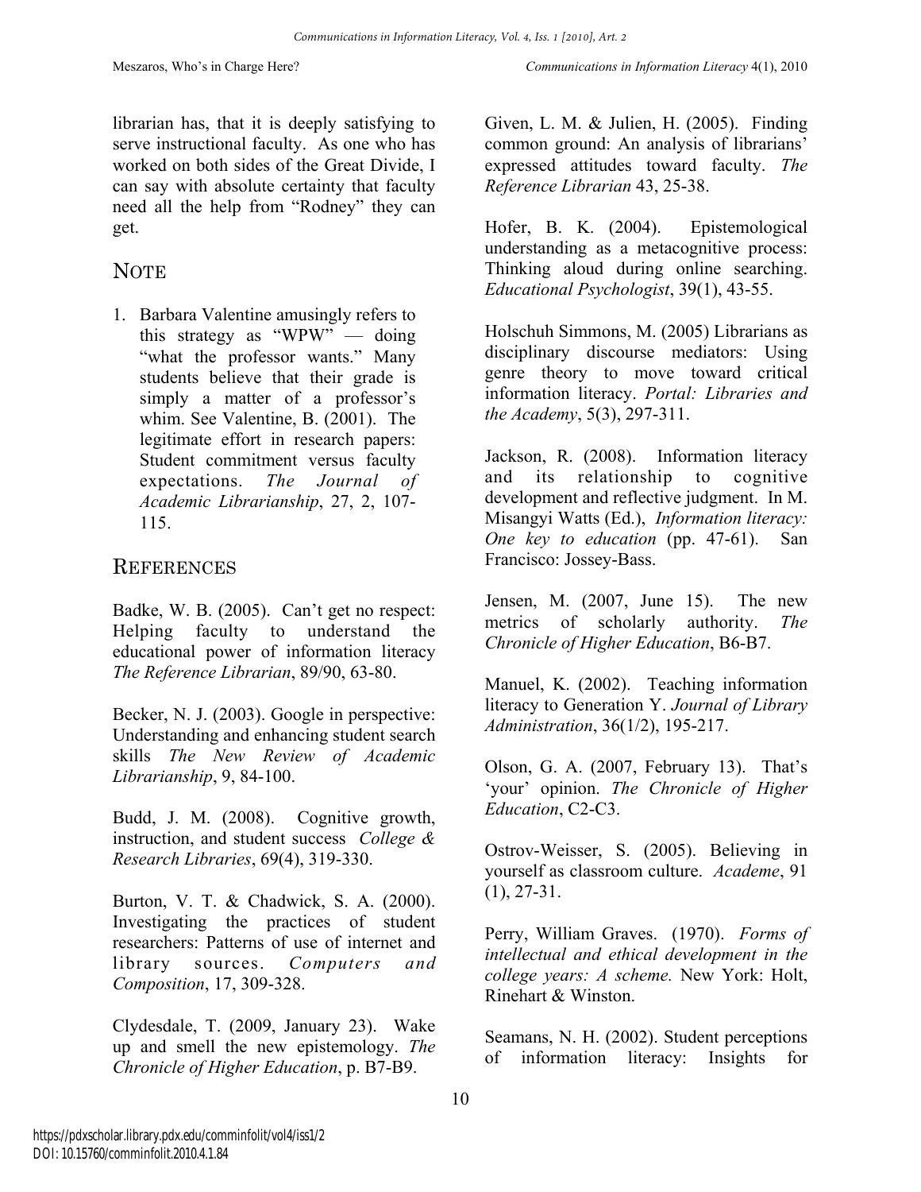librarian has, that it is deeply satisfying to serve instructional faculty. As one who has worked on both sides of the Great Divide, I can say with absolute certainty that faculty need all the help from "Rodney" they can get.

## NOTE

1. Barbara Valentine amusingly refers to this strategy as "WPW" — doing "what the professor wants." Many students believe that their grade is simply a matter of a professor's whim. See Valentine, B. (2001). The legitimate effort in research papers: Student commitment versus faculty expectations. *The Journal of Academic Librarianship*, 27, 2, 107-115.

## REFERENCES

Badke, W. B. (2005). Can't get no respect: Helping faculty to understand the educational power of information literacy *The Reference Librarian*, 89/90, 63-80.

Becker, N. J. (2003). Google in perspective: Understanding and enhancing student search skills *The New Review of Academic Librarianship*, 9, 84-100.

Budd, J. M. (2008). Cognitive growth, instruction, and student success *College & Research Libraries*, 69(4), 319-330.

Burton, V. T. & Chadwick, S. A. (2000). Investigating the practices of student researchers: Patterns of use of internet and library sources. *Computers and Composition*, 17, 309-328.

Clydesdale, T. (2009, January 23). Wake up and smell the new epistemology. *The Chronicle of Higher Education*, p. B7-B9.

Given, L. M. & Julien, H. (2005). Finding common ground: An analysis of librarians' expressed attitudes toward faculty. *The Reference Librarian* 43, 25-38.

Hofer, B. K. (2004). Epistemological understanding as a metacognitive process: Thinking aloud during online searching. *Educational Psychologist*, 39(1), 43-55.

Holschuh Simmons, M. (2005) Librarians as disciplinary discourse mediators: Using genre theory to move toward critical information literacy. *Portal: Libraries and the Academy*, 5(3), 297-311.

Jackson, R. (2008). Information literacy and its relationship to cognitive development and reflective judgment. In M. Misangyi Watts (Ed.), *Information literacy: One key to education* (pp. 47-61). San Francisco: Jossey-Bass.

Jensen, M. (2007, June 15). The new metrics of scholarly authority. *The Chronicle of Higher Education*, B6-B7.

Manuel, K. (2002). Teaching information literacy to Generation Y. *Journal of Library Administration*, 36(1/2), 195-217.

Olson, G. A. (2007, February 13). That's 'your' opinion. *The Chronicle of Higher Education*, C2-C3.

Ostrov-Weisser, S. (2005). Believing in yourself as classroom culture. *Academe*, 91 (1), 27-31.

Perry, William Graves. (1970). *Forms of intellectual and ethical development in the college years: A scheme.* New York: Holt, Rinehart & Winston.

Seamans, N. H. (2002). Student perceptions of information literacy: Insights for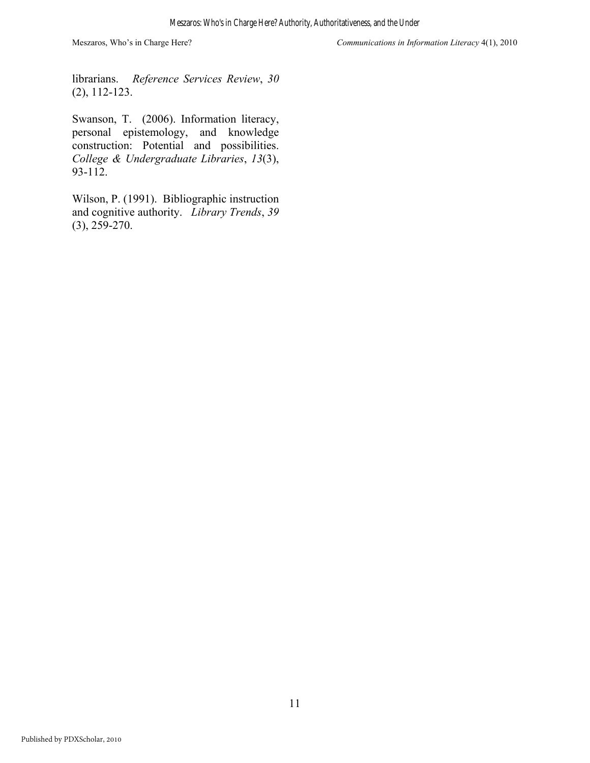librarians. *Reference Services Review*, *30* (2), 112-123.

Swanson, T. (2006). Information literacy, personal epistemology, and knowledge construction: Potential and possibilities. *College & Undergraduate Libraries*, *13*(3), 93-112.

Wilson, P. (1991). Bibliographic instruction and cognitive authority. *Library Trends*, *39* (3), 259-270.